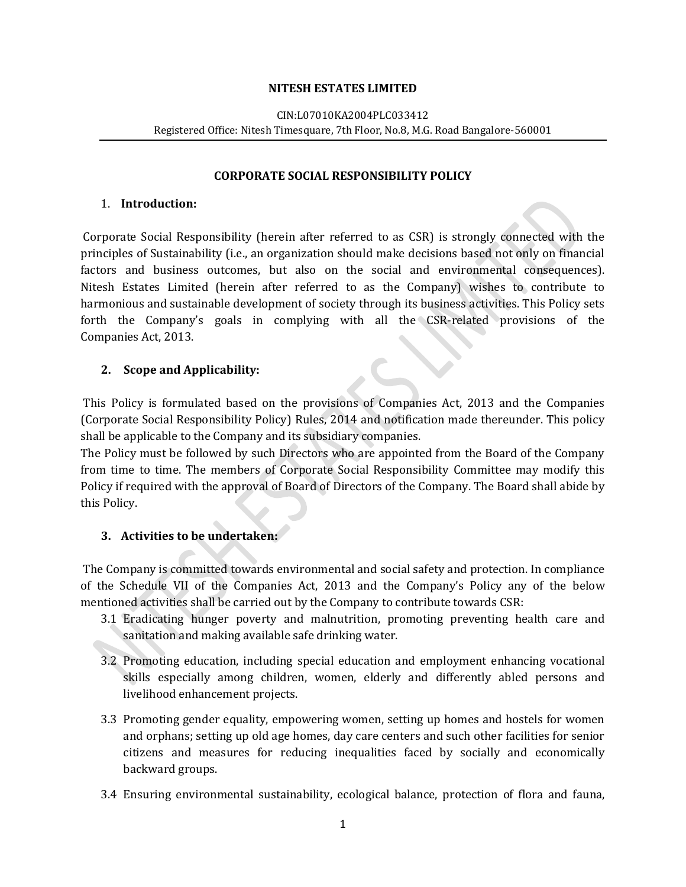**NITESH ESTATES LIMITED**

CIN:L07010KA2004PLC033412
Registered Office: Nitesh Timesquare, 7th Floor, No.8, M.G. Road Bangalore-560001

---

**CORPORATE SOCIAL RESPONSIBILITY POLICY**

1. **Introduction:**

Corporate Social Responsibility (herein after referred to as CSR) is strongly connected with the principles of Sustainability (i.e., an organization should make decisions based not only on financial factors and business outcomes, but also on the social and environmental consequences). Nitesh Estates Limited (herein after referred to as the Company) wishes to contribute to harmonious and sustainable development of society through its business activities. This Policy sets forth the Company's goals in complying with all the CSR-related provisions of the Companies Act, 2013.

2. **Scope and Applicability:**

This Policy is formulated based on the provisions of Companies Act, 2013 and the Companies (Corporate Social Responsibility Policy) Rules, 2014 and notification made thereunder. This policy shall be applicable to the Company and its subsidiary companies.

The Policy must be followed by such Directors who are appointed from the Board of the Company from time to time. The members of Corporate Social Responsibility Committee may modify this Policy if required with the approval of Board of Directors of the Company. The Board shall abide by this Policy.

3. **Activities to be undertaken:**

The Company is committed towards environmental and social safety and protection. In compliance of the Schedule VII of the Companies Act, 2013 and the Company's Policy any of the below mentioned activities shall be carried out by the Company to contribute towards CSR:

3.1 Eradicating hunger poverty and malnutrition, promoting preventing health care and sanitation and making available safe drinking water.

3.2 Promoting education, including special education and employment enhancing vocational skills especially among children, women, elderly and differently abled persons and livelihood enhancement projects.

3.3 Promoting gender equality, empowering women, setting up homes and hostels for women and orphans; setting up old age homes, day care centers and such other facilities for senior citizens and measures for reducing inequalities faced by socially and economically backward groups.

3.4 Ensuring environmental sustainability, ecological balance, protection of flora and fauna,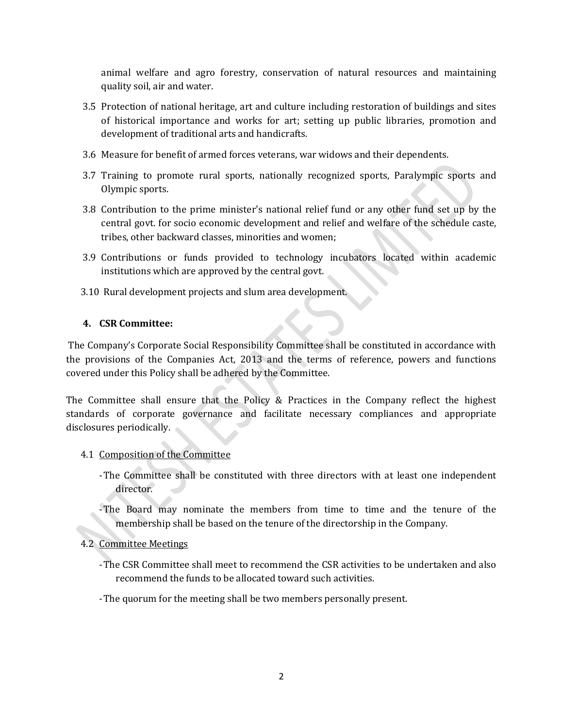animal welfare and agro forestry, conservation of natural resources and maintaining quality soil, air and water.

3.5 Protection of national heritage, art and culture including restoration of buildings and sites of historical importance and works for art; setting up public libraries, promotion and development of traditional arts and handicrafts.

3.6 Measure for benefit of armed forces veterans, war widows and their dependents.

3.7 Training to promote rural sports, nationally recognized sports, Paralympic sports and Olympic sports.

3.8 Contribution to the prime minister's national relief fund or any other fund set up by the central govt. for socio economic development and relief and welfare of the schedule caste, tribes, other backward classes, minorities and women;

3.9 Contributions or funds provided to technology incubators located within academic institutions which are approved by the central govt.

3.10 Rural development projects and slum area development.

## 4. CSR Committee:

The Company's Corporate Social Responsibility Committee shall be constituted in accordance with the provisions of the Companies Act, 2013 and the terms of reference, powers and functions covered under this Policy shall be adhered by the Committee.

The Committee shall ensure that the Policy & Practices in the Company reflect the highest standards of corporate governance and facilitate necessary compliances and appropriate disclosures periodically.

4.1 <u>Composition of the Committee</u>

- The Committee shall be constituted with three directors with at least one independent director.
- The Board may nominate the members from time to time and the tenure of the membership shall be based on the tenure of the directorship in the Company.

4.2 <u>Committee Meetings</u>

- The CSR Committee shall meet to recommend the CSR activities to be undertaken and also recommend the funds to be allocated toward such activities.
- The quorum for the meeting shall be two members personally present.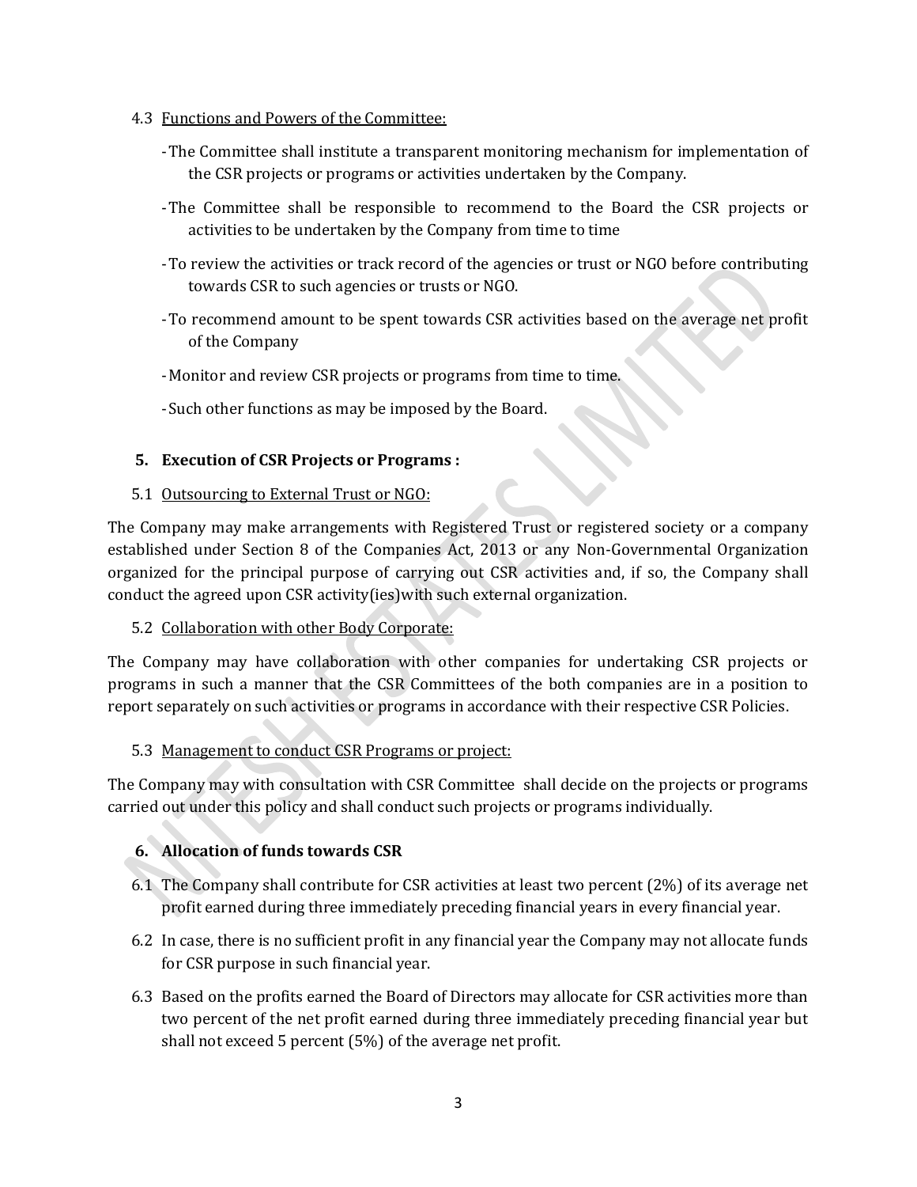4.3 Functions and Powers of the Committee:

- The Committee shall institute a transparent monitoring mechanism for implementation of the CSR projects or programs or activities undertaken by the Company.
- The Committee shall be responsible to recommend to the Board the CSR projects or activities to be undertaken by the Company from time to time
- To review the activities or track record of the agencies or trust or NGO before contributing towards CSR to such agencies or trusts or NGO.
- To recommend amount to be spent towards CSR activities based on the average net profit of the Company
- Monitor and review CSR projects or programs from time to time.
- Such other functions as may be imposed by the Board.

## 5. Execution of CSR Projects or Programs :

5.1 Outsourcing to External Trust or NGO:

The Company may make arrangements with Registered Trust or registered society or a company established under Section 8 of the Companies Act, 2013 or any Non-Governmental Organization organized for the principal purpose of carrying out CSR activities and, if so, the Company shall conduct the agreed upon CSR activity(ies)with such external organization.

5.2 Collaboration with other Body Corporate:

The Company may have collaboration with other companies for undertaking CSR projects or programs in such a manner that the CSR Committees of the both companies are in a position to report separately on such activities or programs in accordance with their respective CSR Policies.

5.3 Management to conduct CSR Programs or project:

The Company may with consultation with CSR Committee shall decide on the projects or programs carried out under this policy and shall conduct such projects or programs individually.

## 6. Allocation of funds towards CSR

6.1 The Company shall contribute for CSR activities at least two percent (2%) of its average net profit earned during three immediately preceding financial years in every financial year.

6.2 In case, there is no sufficient profit in any financial year the Company may not allocate funds for CSR purpose in such financial year.

6.3 Based on the profits earned the Board of Directors may allocate for CSR activities more than two percent of the net profit earned during three immediately preceding financial year but shall not exceed 5 percent (5%) of the average net profit.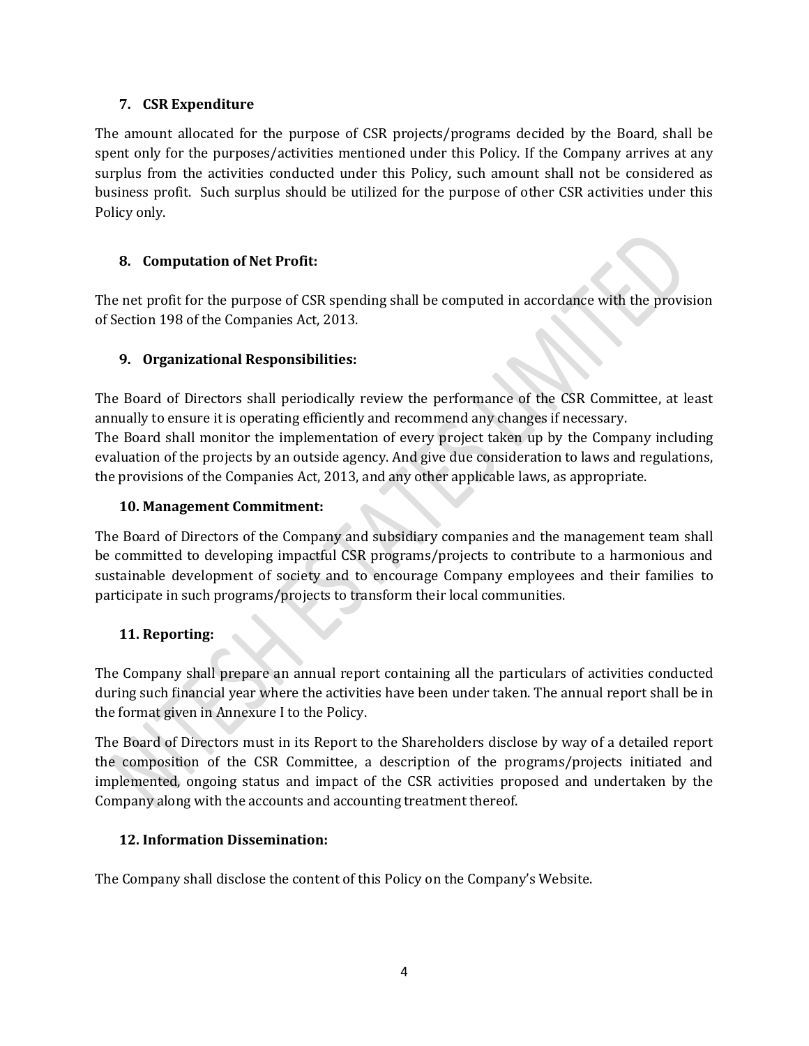### 7. CSR Expenditure

The amount allocated for the purpose of CSR projects/programs decided by the Board, shall be spent only for the purposes/activities mentioned under this Policy. If the Company arrives at any surplus from the activities conducted under this Policy, such amount shall not be considered as business profit. Such surplus should be utilized for the purpose of other CSR activities under this Policy only.

### 8. Computation of Net Profit:

The net profit for the purpose of CSR spending shall be computed in accordance with the provision of Section 198 of the Companies Act, 2013.

### 9. Organizational Responsibilities:

The Board of Directors shall periodically review the performance of the CSR Committee, at least annually to ensure it is operating efficiently and recommend any changes if necessary.
The Board shall monitor the implementation of every project taken up by the Company including evaluation of the projects by an outside agency. And give due consideration to laws and regulations, the provisions of the Companies Act, 2013, and any other applicable laws, as appropriate.

### 10. Management Commitment:

The Board of Directors of the Company and subsidiary companies and the management team shall be committed to developing impactful CSR programs/projects to contribute to a harmonious and sustainable development of society and to encourage Company employees and their families to participate in such programs/projects to transform their local communities.

### 11. Reporting:

The Company shall prepare an annual report containing all the particulars of activities conducted during such financial year where the activities have been under taken. The annual report shall be in the format given in Annexure I to the Policy.

The Board of Directors must in its Report to the Shareholders disclose by way of a detailed report the composition of the CSR Committee, a description of the programs/projects initiated and implemented, ongoing status and impact of the CSR activities proposed and undertaken by the Company along with the accounts and accounting treatment thereof.

### 12. Information Dissemination:

The Company shall disclose the content of this Policy on the Company's Website.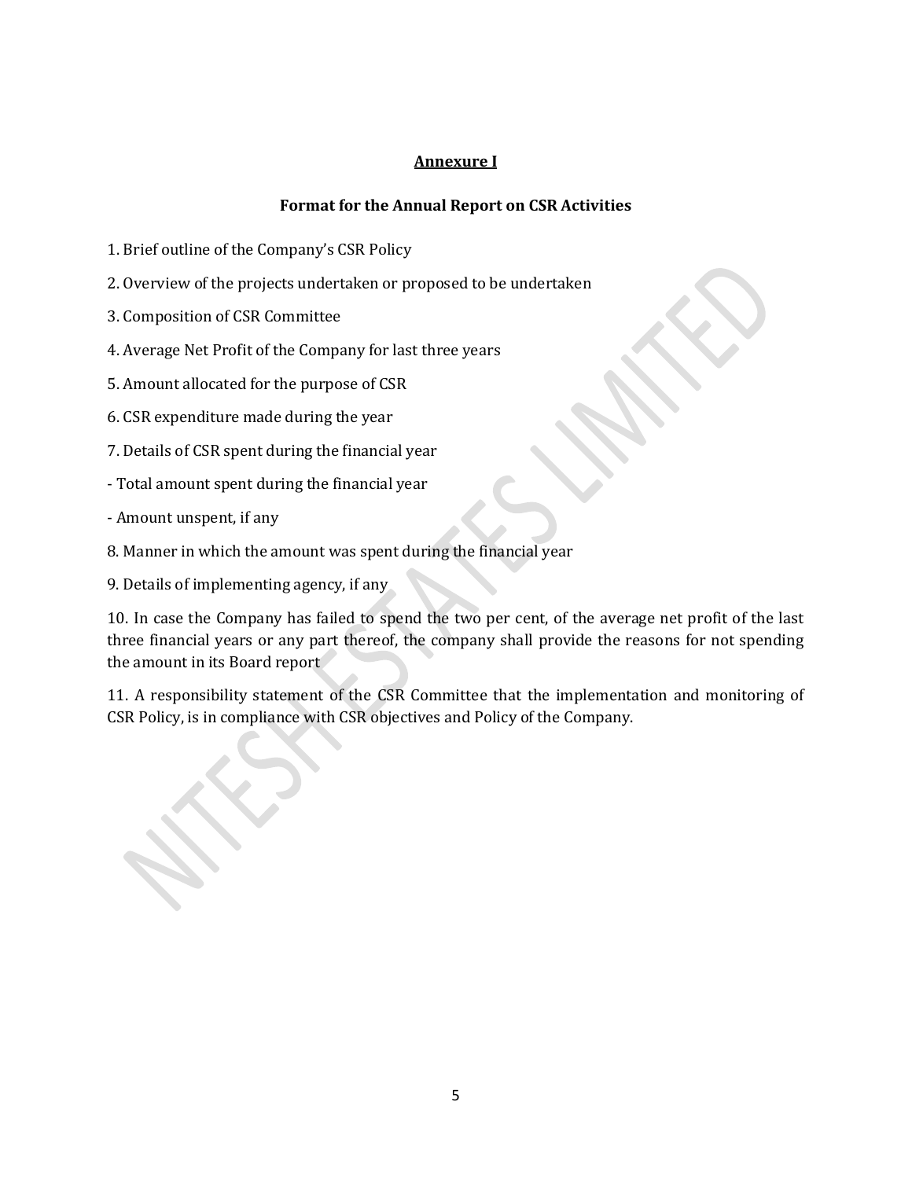## Annexure I

### Format for the Annual Report on CSR Activities

1. Brief outline of the Company's CSR Policy

2. Overview of the projects undertaken or proposed to be undertaken

3. Composition of CSR Committee

4. Average Net Profit of the Company for last three years

5. Amount allocated for the purpose of CSR

6. CSR expenditure made during the year

7. Details of CSR spent during the financial year

- Total amount spent during the financial year

- Amount unspent, if any

8. Manner in which the amount was spent during the financial year

9. Details of implementing agency, if any

10. In case the Company has failed to spend the two per cent, of the average net profit of the last three financial years or any part thereof, the company shall provide the reasons for not spending the amount in its Board report

11. A responsibility statement of the CSR Committee that the implementation and monitoring of CSR Policy, is in compliance with CSR objectives and Policy of the Company.